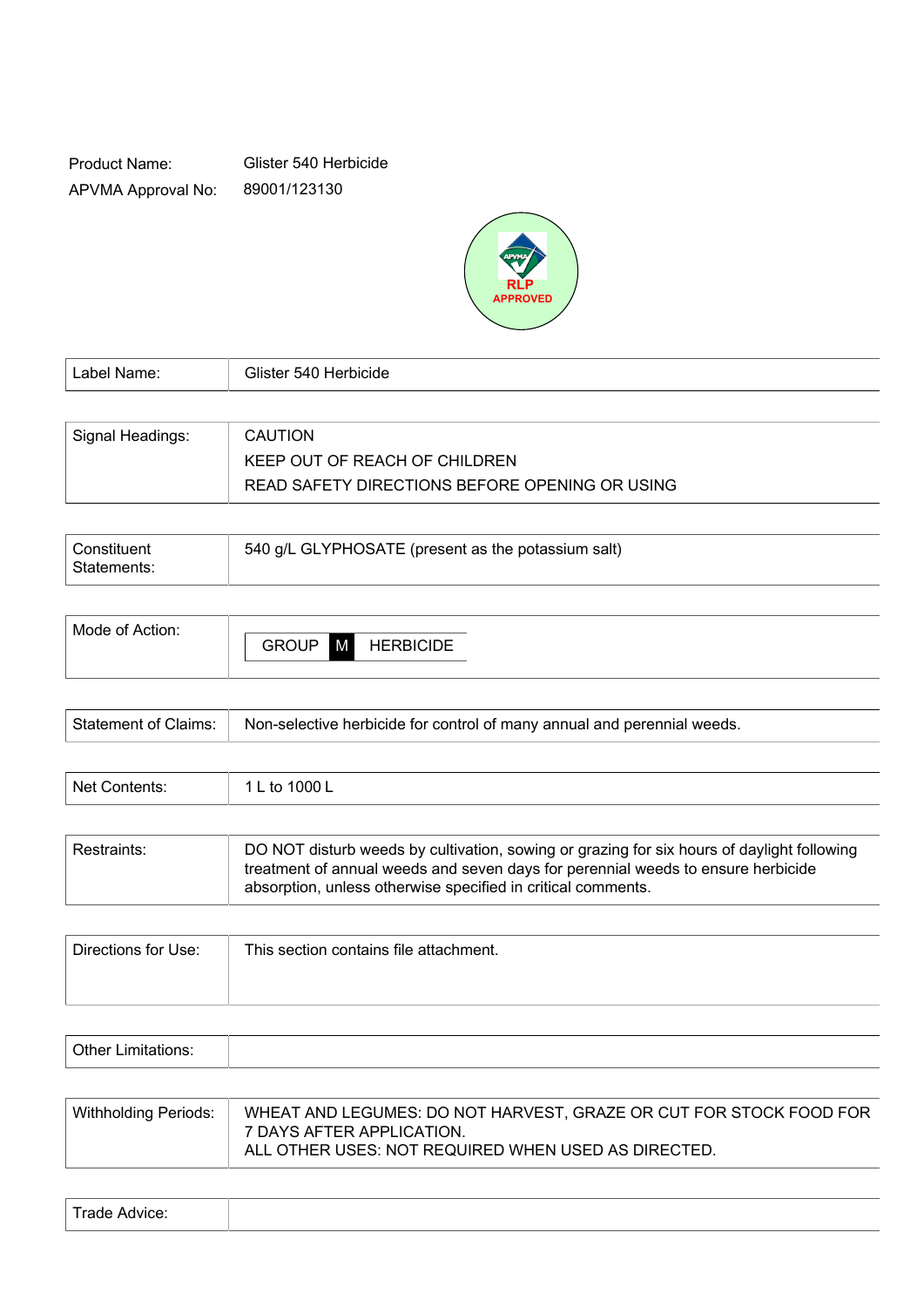Product Name: Glister 540 Herbicide

APVMA Approval No: 89001/123130

RLP APPROVED

| Label Name: | Glister 540 Herbicide |
|---|---|

| Signal Headings: | CAUTION<br>KEEP OUT OF REACH OF CHILDREN<br>READ SAFETY DIRECTIONS BEFORE OPENING OR USING |
|---|---|

| Constituent Statements: | 540 g/L GLYPHOSATE (present as the potassium salt) |
|---|---|

| Mode of Action: | GROUP **M** HERBICIDE |
|---|---|

| Statement of Claims: | Non-selective herbicide for control of many annual and perennial weeds. |
|---|---|

| Net Contents: | 1 L to 1000 L |
|---|---|

| Restraints: | DO NOT disturb weeds by cultivation, sowing or grazing for six hours of daylight following treatment of annual weeds and seven days for perennial weeds to ensure herbicide absorption, unless otherwise specified in critical comments. |
|---|---|

| Directions for Use: | This section contains file attachment. |
|---|---|

| Other Limitations: | |
|---|---|

| Withholding Periods: | WHEAT AND LEGUMES: DO NOT HARVEST, GRAZE OR CUT FOR STOCK FOOD FOR 7 DAYS AFTER APPLICATION.<br>ALL OTHER USES: NOT REQUIRED WHEN USED AS DIRECTED. |
|---|---|

| Trade Advice: | |
|---|---|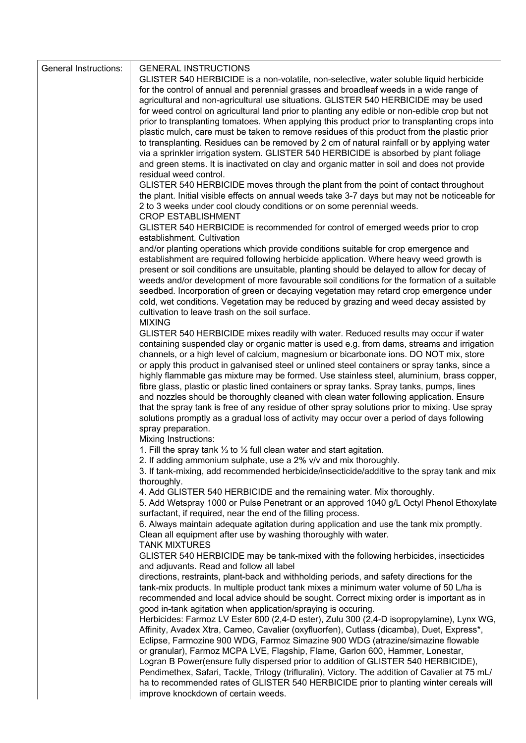| General Instructions: | GENERAL INSTRUCTIONS |
|---|---|

## GENERAL INSTRUCTIONS

GLISTER 540 HERBICIDE is a non-volatile, non-selective, water soluble liquid herbicide for the control of annual and perennial grasses and broadleaf weeds in a wide range of agricultural and non-agricultural use situations. GLISTER 540 HERBICIDE may be used for weed control on agricultural land prior to planting any edible or non-edible crop but not prior to transplanting tomatoes. When applying this product prior to transplanting crops into plastic mulch, care must be taken to remove residues of this product from the plastic prior to transplanting. Residues can be removed by 2 cm of natural rainfall or by applying water via a sprinkler irrigation system. GLISTER 540 HERBICIDE is absorbed by plant foliage and green stems. It is inactivated on clay and organic matter in soil and does not provide residual weed control.

GLISTER 540 HERBICIDE moves through the plant from the point of contact throughout the plant. Initial visible effects on annual weeds take 3-7 days but may not be noticeable for 2 to 3 weeks under cool cloudy conditions or on some perennial weeds.

### CROP ESTABLISHMENT

GLISTER 540 HERBICIDE is recommended for control of emerged weeds prior to crop establishment. Cultivation and/or planting operations which provide conditions suitable for crop emergence and establishment are required following herbicide application. Where heavy weed growth is present or soil conditions are unsuitable, planting should be delayed to allow for decay of weeds and/or development of more favourable soil conditions for the formation of a suitable seedbed. Incorporation of green or decaying vegetation may retard crop emergence under cold, wet conditions. Vegetation may be reduced by grazing and weed decay assisted by cultivation to leave trash on the soil surface.

### MIXING

GLISTER 540 HERBICIDE mixes readily with water. Reduced results may occur if water containing suspended clay or organic matter is used e.g. from dams, streams and irrigation channels, or a high level of calcium, magnesium or bicarbonate ions. DO NOT mix, store or apply this product in galvanised steel or unlined steel containers or spray tanks, since a highly flammable gas mixture may be formed. Use stainless steel, aluminium, brass copper, fibre glass, plastic or plastic lined containers or spray tanks. Spray tanks, pumps, lines and nozzles should be thoroughly cleaned with clean water following application. Ensure that the spray tank is free of any residue of other spray solutions prior to mixing. Use spray solutions promptly as a gradual loss of activity may occur over a period of days following spray preparation.

Mixing Instructions:

1. Fill the spray tank ⅓ to ½ full clean water and start agitation.
2. If adding ammonium sulphate, use a 2% v/v and mix thoroughly.
3. If tank-mixing, add recommended herbicide/insecticide/additive to the spray tank and mix thoroughly.
4. Add GLISTER 540 HERBICIDE and the remaining water. Mix thoroughly.
5. Add Wetspray 1000 or Pulse Penetrant or an approved 1040 g/L Octyl Phenol Ethoxylate surfactant, if required, near the end of the filling process.
6. Always maintain adequate agitation during application and use the tank mix promptly.

Clean all equipment after use by washing thoroughly with water.

### TANK MIXTURES

GLISTER 540 HERBICIDE may be tank-mixed with the following herbicides, insecticides and adjuvants. Read and follow all label directions, restraints, plant-back and withholding periods, and safety directions for the tank-mix products. In multiple product tank mixes a minimum water volume of 50 L/ha is recommended and local advice should be sought. Correct mixing order is important as in good in-tank agitation when application/spraying is occuring.

Herbicides: Farmoz LV Ester 600 (2,4-D ester), Zulu 300 (2,4-D isopropylamine), Lynx WG, Affinity, Avadex Xtra, Cameo, Cavalier (oxyfluorfen), Cutlass (dicamba), Duet, Express*, Eclipse, Farmozine 900 WDG, Farmoz Simazine 900 WDG (atrazine/simazine flowable or granular), Farmoz MCPA LVE, Flagship, Flame, Garlon 600, Hammer, Lonestar, Logran B Power(ensure fully dispersed prior to addition of GLISTER 540 HERBICIDE), Pendimethex, Safari, Tackle, Trilogy (trifluralin), Victory. The addition of Cavalier at 75 mL/ha to recommended rates of GLISTER 540 HERBICIDE prior to planting winter cereals will improve knockdown of certain weeds.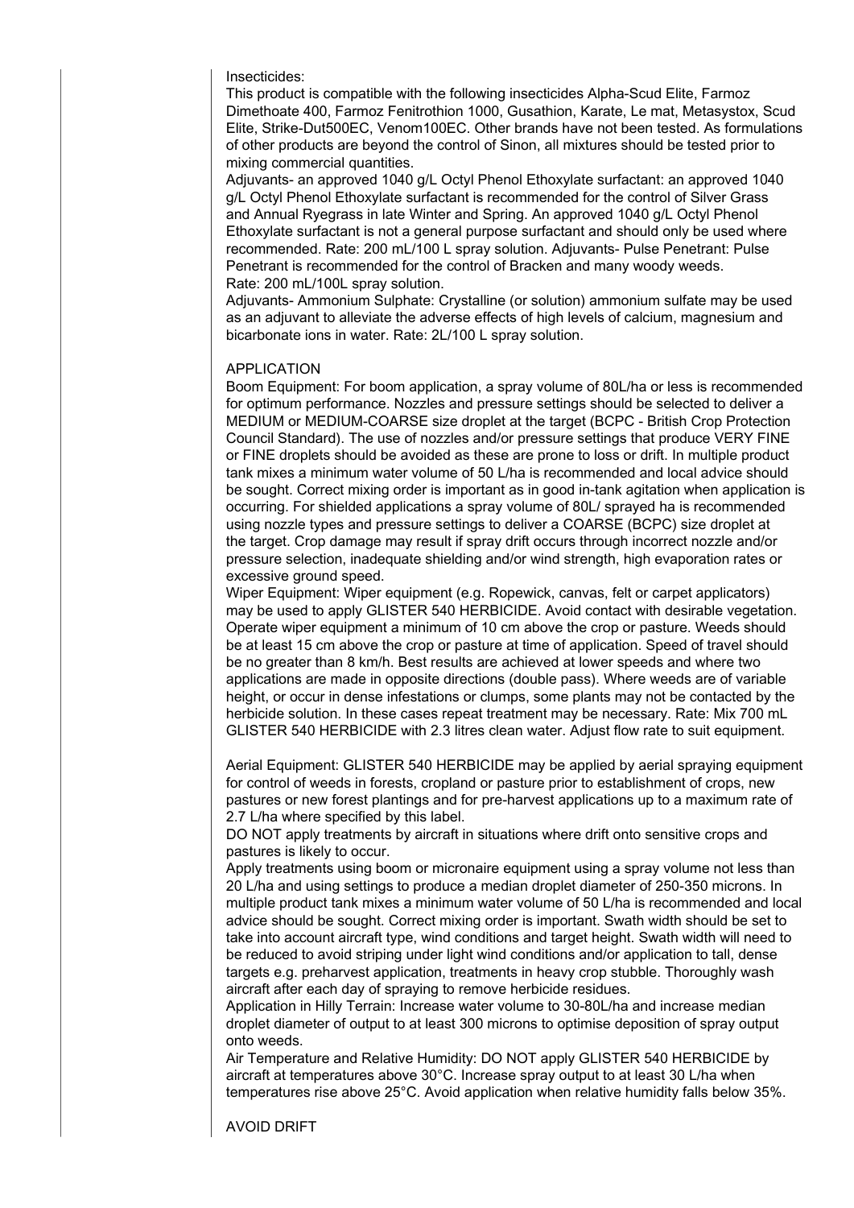Insecticides:
This product is compatible with the following insecticides Alpha-Scud Elite, Farmoz Dimethoate 400, Farmoz Fenitrothion 1000, Gusathion, Karate, Le mat, Metasystox, Scud Elite, Strike-Dut500EC, Venom100EC. Other brands have not been tested. As formulations of other products are beyond the control of Sinon, all mixtures should be tested prior to mixing commercial quantities.
Adjuvants- an approved 1040 g/L Octyl Phenol Ethoxylate surfactant: an approved 1040 g/L Octyl Phenol Ethoxylate surfactant is recommended for the control of Silver Grass and Annual Ryegrass in late Winter and Spring. An approved 1040 g/L Octyl Phenol Ethoxylate surfactant is not a general purpose surfactant and should only be used where recommended. Rate: 200 mL/100 L spray solution. Adjuvants- Pulse Penetrant: Pulse Penetrant is recommended for the control of Bracken and many woody weeds.
Rate: 200 mL/100L spray solution.
Adjuvants- Ammonium Sulphate: Crystalline (or solution) ammonium sulfate may be used as an adjuvant to alleviate the adverse effects of high levels of calcium, magnesium and bicarbonate ions in water. Rate: 2L/100 L spray solution.

APPLICATION
Boom Equipment: For boom application, a spray volume of 80L/ha or less is recommended for optimum performance. Nozzles and pressure settings should be selected to deliver a MEDIUM or MEDIUM-COARSE size droplet at the target (BCPC - British Crop Protection Council Standard). The use of nozzles and/or pressure settings that produce VERY FINE or FINE droplets should be avoided as these are prone to loss or drift. In multiple product tank mixes a minimum water volume of 50 L/ha is recommended and local advice should be sought. Correct mixing order is important as in good in-tank agitation when application is occurring. For shielded applications a spray volume of 80L/ sprayed ha is recommended using nozzle types and pressure settings to deliver a COARSE (BCPC) size droplet at the target. Crop damage may result if spray drift occurs through incorrect nozzle and/or pressure selection, inadequate shielding and/or wind strength, high evaporation rates or excessive ground speed.
Wiper Equipment: Wiper equipment (e.g. Ropewick, canvas, felt or carpet applicators) may be used to apply GLISTER 540 HERBICIDE. Avoid contact with desirable vegetation. Operate wiper equipment a minimum of 10 cm above the crop or pasture. Weeds should be at least 15 cm above the crop or pasture at time of application. Speed of travel should be no greater than 8 km/h. Best results are achieved at lower speeds and where two applications are made in opposite directions (double pass). Where weeds are of variable height, or occur in dense infestations or clumps, some plants may not be contacted by the herbicide solution. In these cases repeat treatment may be necessary. Rate: Mix 700 mL GLISTER 540 HERBICIDE with 2.3 litres clean water. Adjust flow rate to suit equipment.

Aerial Equipment: GLISTER 540 HERBICIDE may be applied by aerial spraying equipment for control of weeds in forests, cropland or pasture prior to establishment of crops, new pastures or new forest plantings and for pre-harvest applications up to a maximum rate of 2.7 L/ha where specified by this label.
DO NOT apply treatments by aircraft in situations where drift onto sensitive crops and pastures is likely to occur.
Apply treatments using boom or micronaire equipment using a spray volume not less than 20 L/ha and using settings to produce a median droplet diameter of 250-350 microns. In multiple product tank mixes a minimum water volume of 50 L/ha is recommended and local advice should be sought. Correct mixing order is important. Swath width should be set to take into account aircraft type, wind conditions and target height. Swath width will need to be reduced to avoid striping under light wind conditions and/or application to tall, dense targets e.g. preharvest application, treatments in heavy crop stubble. Thoroughly wash aircraft after each day of spraying to remove herbicide residues.
Application in Hilly Terrain: Increase water volume to 30-80L/ha and increase median droplet diameter of output to at least 300 microns to optimise deposition of spray output onto weeds.
Air Temperature and Relative Humidity: DO NOT apply GLISTER 540 HERBICIDE by aircraft at temperatures above 30°C. Increase spray output to at least 30 L/ha when temperatures rise above 25°C. Avoid application when relative humidity falls below 35%.

AVOID DRIFT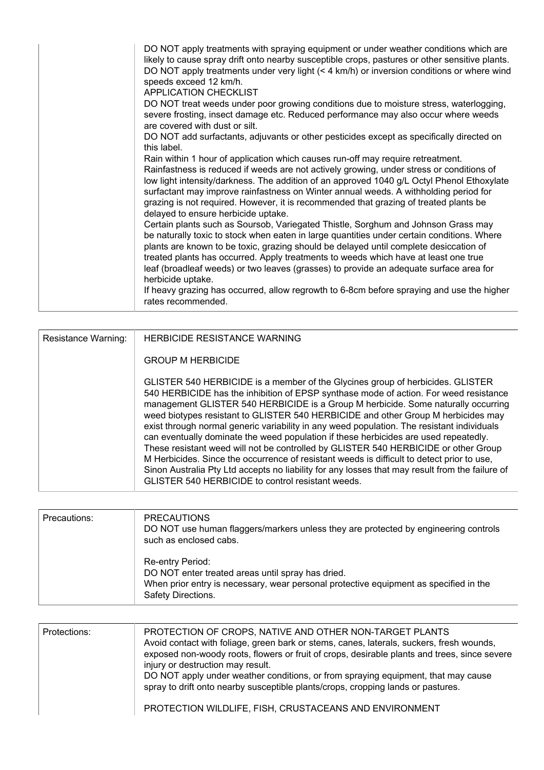| | |
|---|---|
| | DO NOT apply treatments with spraying equipment or under weather conditions which are likely to cause spray drift onto nearby susceptible crops, pastures or other sensitive plants. DO NOT apply treatments under very light (< 4 km/h) or inversion conditions or where wind speeds exceed 12 km/h.<br>APPLICATION CHECKLIST<br>DO NOT treat weeds under poor growing conditions due to moisture stress, waterlogging, severe frosting, insect damage etc. Reduced performance may also occur where weeds are covered with dust or silt.<br>DO NOT add surfactants, adjuvants or other pesticides except as specifically directed on this label.<br>Rain within 1 hour of application which causes run-off may require retreatment. Rainfastness is reduced if weeds are not actively growing, under stress or conditions of low light intensity/darkness. The addition of an approved 1040 g/L Octyl Phenol Ethoxylate surfactant may improve rainfastness on Winter annual weeds. A withholding period for grazing is not required. However, it is recommended that grazing of treated plants be delayed to ensure herbicide uptake.<br>Certain plants such as Soursob, Variegated Thistle, Sorghum and Johnson Grass may be naturally toxic to stock when eaten in large quantities under certain conditions. Where plants are known to be toxic, grazing should be delayed until complete desiccation of treated plants has occurred. Apply treatments to weeds which have at least one true leaf (broadleaf weeds) or two leaves (grasses) to provide an adequate surface area for herbicide uptake.<br>If heavy grazing has occurred, allow regrowth to 6-8cm before spraying and use the higher rates recommended. |

| | |
|---|---|
| Resistance Warning: | HERBICIDE RESISTANCE WARNING<br><br>GROUP M HERBICIDE<br><br>GLISTER 540 HERBICIDE is a member of the Glycines group of herbicides. GLISTER 540 HERBICIDE has the inhibition of EPSP synthase mode of action. For weed resistance management GLISTER 540 HERBICIDE is a Group M herbicide. Some naturally occurring weed biotypes resistant to GLISTER 540 HERBICIDE and other Group M herbicides may exist through normal generic variability in any weed population. The resistant individuals can eventually dominate the weed population if these herbicides are used repeatedly. These resistant weed will not be controlled by GLISTER 540 HERBICIDE or other Group M Herbicides. Since the occurrence of resistant weeds is difficult to detect prior to use, Sinon Australia Pty Ltd accepts no liability for any losses that may result from the failure of GLISTER 540 HERBICIDE to control resistant weeds. |

| | |
|---|---|
| Precautions: | PRECAUTIONS<br>DO NOT use human flaggers/markers unless they are protected by engineering controls such as enclosed cabs.<br><br>Re-entry Period:<br>DO NOT enter treated areas until spray has dried.<br>When prior entry is necessary, wear personal protective equipment as specified in the Safety Directions. |

| | |
|---|---|
| Protections: | PROTECTION OF CROPS, NATIVE AND OTHER NON-TARGET PLANTS<br>Avoid contact with foliage, green bark or stems, canes, laterals, suckers, fresh wounds, exposed non-woody roots, flowers or fruit of crops, desirable plants and trees, since severe injury or destruction may result.<br>DO NOT apply under weather conditions, or from spraying equipment, that may cause spray to drift onto nearby susceptible plants/crops, cropping lands or pastures.<br><br>PROTECTION WILDLIFE, FISH, CRUSTACEANS AND ENVIRONMENT |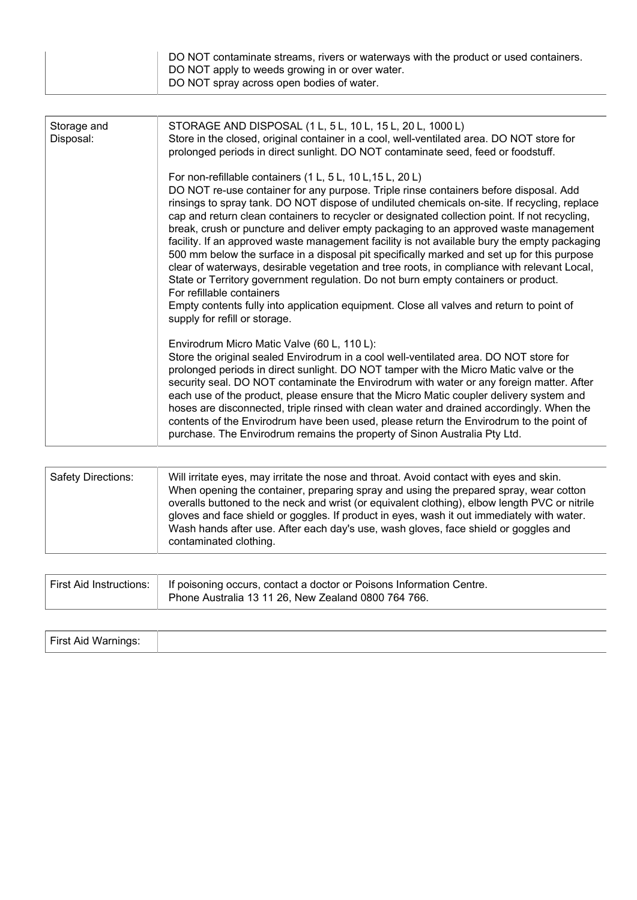| | |
|---|---|
| | DO NOT contaminate streams, rivers or waterways with the product or used containers.<br>DO NOT apply to weeds growing in or over water.<br>DO NOT spray across open bodies of water. |

| | |
|---|---|
| Storage and Disposal: | STORAGE AND DISPOSAL (1 L, 5 L, 10 L, 15 L, 20 L, 1000 L)<br>Store in the closed, original container in a cool, well-ventilated area. DO NOT store for prolonged periods in direct sunlight. DO NOT contaminate seed, feed or foodstuff.<br><br>For non-refillable containers (1 L, 5 L, 10 L,15 L, 20 L)<br>DO NOT re-use container for any purpose. Triple rinse containers before disposal. Add rinsings to spray tank. DO NOT dispose of undiluted chemicals on-site. If recycling, replace cap and return clean containers to recycler or designated collection point. If not recycling, break, crush or puncture and deliver empty packaging to an approved waste management facility. If an approved waste management facility is not available bury the empty packaging 500 mm below the surface in a disposal pit specifically marked and set up for this purpose clear of waterways, desirable vegetation and tree roots, in compliance with relevant Local, State or Territory government regulation. Do not burn empty containers or product.<br>For refillable containers<br>Empty contents fully into application equipment. Close all valves and return to point of supply for refill or storage.<br><br>Envirodrum Micro Matic Valve (60 L, 110 L):<br>Store the original sealed Envirodrum in a cool well-ventilated area. DO NOT store for prolonged periods in direct sunlight. DO NOT tamper with the Micro Matic valve or the security seal. DO NOT contaminate the Envirodrum with water or any foreign matter. After each use of the product, please ensure that the Micro Matic coupler delivery system and hoses are disconnected, triple rinsed with clean water and drained accordingly. When the contents of the Envirodrum have been used, please return the Envirodrum to the point of purchase. The Envirodrum remains the property of Sinon Australia Pty Ltd. |

| | |
|---|---|
| Safety Directions: | Will irritate eyes, may irritate the nose and throat. Avoid contact with eyes and skin. When opening the container, preparing spray and using the prepared spray, wear cotton overalls buttoned to the neck and wrist (or equivalent clothing), elbow length PVC or nitrile gloves and face shield or goggles. If product in eyes, wash it out immediately with water. Wash hands after use. After each day's use, wash gloves, face shield or goggles and contaminated clothing. |

| | |
|---|---|
| First Aid Instructions: | If poisoning occurs, contact a doctor or Poisons Information Centre.<br>Phone Australia 13 11 26, New Zealand 0800 764 766. |

| | |
|---|---|
| First Aid Warnings: | |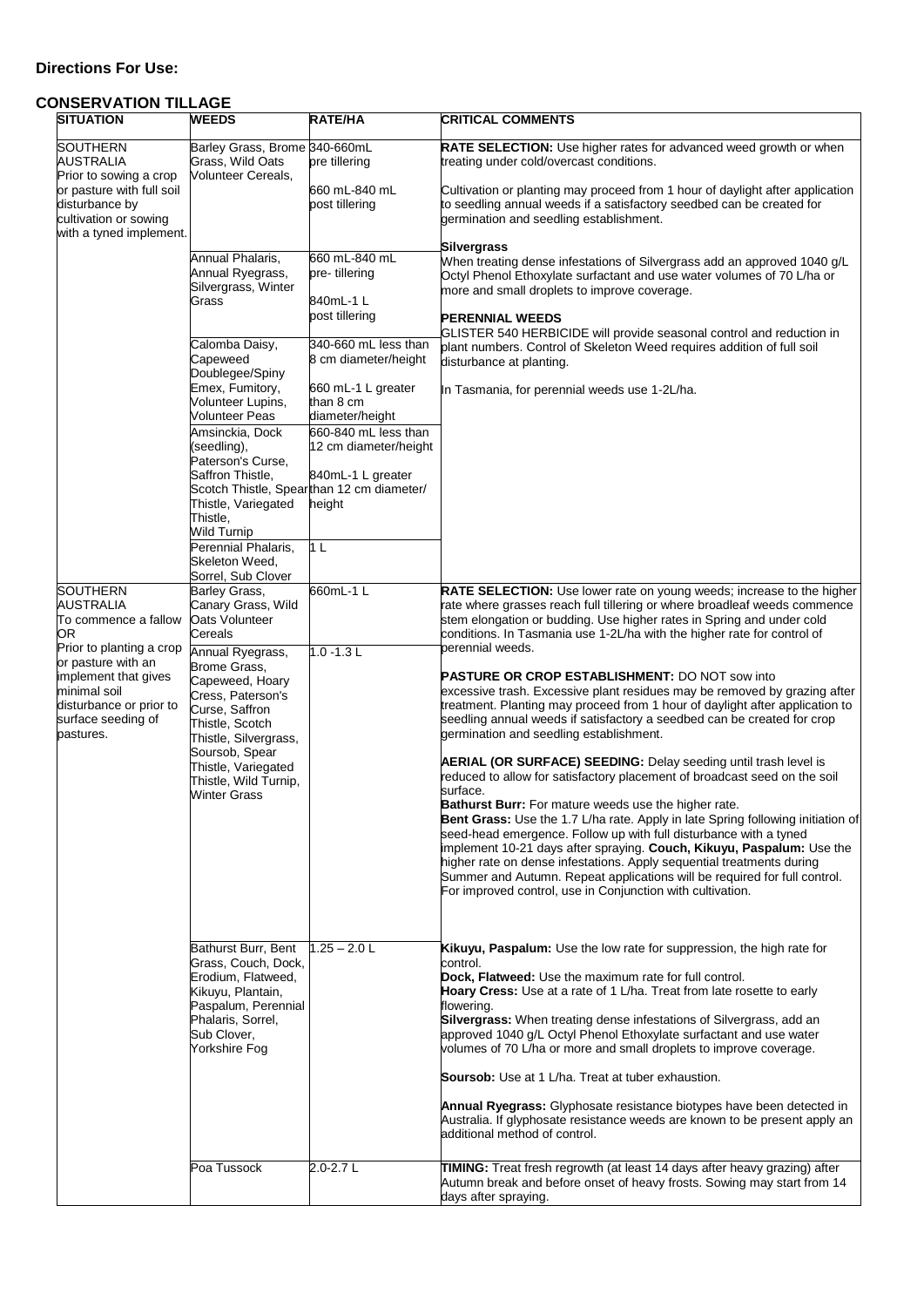**Directions For Use:**

**CONSERVATION TILLAGE**

| SITUATION | WEEDS | RATE/HA | CRITICAL COMMENTS |
|---|---|---|---|
| SOUTHERN AUSTRALIA<br>Prior to sowing a crop or pasture with full soil disturbance by cultivation or sowing with a tyned implement. | Barley Grass, Brome Grass, Wild Oats Volunteer Cereals, | 340-660mL pre tillering<br><br>660 mL-840 mL post tillering | **RATE SELECTION:** Use higher rates for advanced weed growth or when treating under cold/overcast conditions.<br><br>Cultivation or planting may proceed from 1 hour of daylight after application to seedling annual weeds if a satisfactory seedbed can be created for germination and seedling establishment.<br><br>**Silvergrass**<br>When treating dense infestations of Silvergrass add an approved 1040 g/L Octyl Phenol Ethoxylate surfactant and use water volumes of 70 L/ha or more and small droplets to improve coverage.<br><br>**PERENNIAL WEEDS**<br>GLISTER 540 HERBICIDE will provide seasonal control and reduction in plant numbers. Control of Skeleton Weed requires addition of full soil disturbance at planting.<br><br>In Tasmania, for perennial weeds use 1-2L/ha. |
| | Annual Phalaris, Annual Ryegrass, Silvergrass, Winter Grass | 660 mL-840 mL pre- tillering<br><br>840mL-1 L post tillering | |
| | Calomba Daisy, Capeweed Doublegee/Spiny Emex, Fumitory, Volunteer Lupins, Volunteer Peas | 340-660 mL less than 8 cm diameter/height<br><br>660 mL-1 L greater than 8 cm diameter/height | |
| | Amsinckia, Dock (seedling), Paterson's Curse, Saffron Thistle, Scotch Thistle, Spear Thistle, Variegated Thistle, Wild Turnip | 660-840 mL less than 12 cm diameter/height<br><br>840mL-1 L greater than 12 cm diameter/ height | |
| | Perennial Phalaris, Skeleton Weed, Sorrel, Sub Clover | 1 L | |
| SOUTHERN AUSTRALIA<br>To commence a fallow OR<br>Prior to planting a crop or pasture with an implement that gives minimal soil disturbance or prior to surface seeding of pastures. | Barley Grass, Canary Grass, Wild Oats Volunteer Cereals | 660mL-1 L | **RATE SELECTION:** Use lower rate on young weeds; increase to the higher rate where grasses reach full tillering or where broadleaf weeds commence stem elongation or budding. Use higher rates in Spring and under cold conditions. In Tasmania use 1-2L/ha with the higher rate for control of perennial weeds.<br><br>**PASTURE OR CROP ESTABLISHMENT:** DO NOT sow into excessive trash. Excessive plant residues may be removed by grazing after treatment. Planting may proceed from 1 hour of daylight after application to seedling annual weeds if satisfactory a seedbed can be created for crop germination and seedling establishment.<br><br>**AERIAL (OR SURFACE) SEEDING:** Delay seeding until trash level is reduced to allow for satisfactory placement of broadcast seed on the soil surface.<br>**Bathurst Burr:** For mature weeds use the higher rate.<br>**Bent Grass:** Use the 1.7 L/ha rate. Apply in late Spring following initiation of seed-head emergence. Follow up with full disturbance with a tyned implement 10-21 days after spraying. **Couch, Kikuyu, Paspalum:** Use the higher rate on dense infestations. Apply sequential treatments during Summer and Autumn. Repeat applications will be required for full control. For improved control, use in Conjunction with cultivation. |
| | Annual Ryegrass, Brome Grass, Capeweed, Hoary Cress, Paterson's Curse, Saffron Thistle, Scotch Thistle, Silvergrass, Soursob, Spear Thistle, Variegated Thistle, Wild Turnip, Winter Grass | 1.0 -1.3 L | |
| | Bathurst Burr, Bent Grass, Couch, Dock, Erodium, Flatweed, Kikuyu, Plantain, Paspalum, Perennial Phalaris, Sorrel, Sub Clover, Yorkshire Fog | 1.25 – 2.0 L | **Kikuyu, Paspalum:** Use the low rate for suppression, the high rate for control.<br>**Dock, Flatweed:** Use the maximum rate for full control.<br>**Hoary Cress:** Use at a rate of 1 L/ha. Treat from late rosette to early flowering.<br>**Silvergrass:** When treating dense infestations of Silvergrass, add an approved 1040 g/L Octyl Phenol Ethoxylate surfactant and use water volumes of 70 L/ha or more and small droplets to improve coverage.<br><br>**Soursob:** Use at 1 L/ha. Treat at tuber exhaustion.<br><br>**Annual Ryegrass:** Glyphosate resistance biotypes have been detected in Australia. If glyphosate resistance weeds are known to be present apply an additional method of control. |
| | Poa Tussock | 2.0-2.7 L | **TIMING:** Treat fresh regrowth (at least 14 days after heavy grazing) after Autumn break and before onset of heavy frosts. Sowing may start from 14 days after spraying. |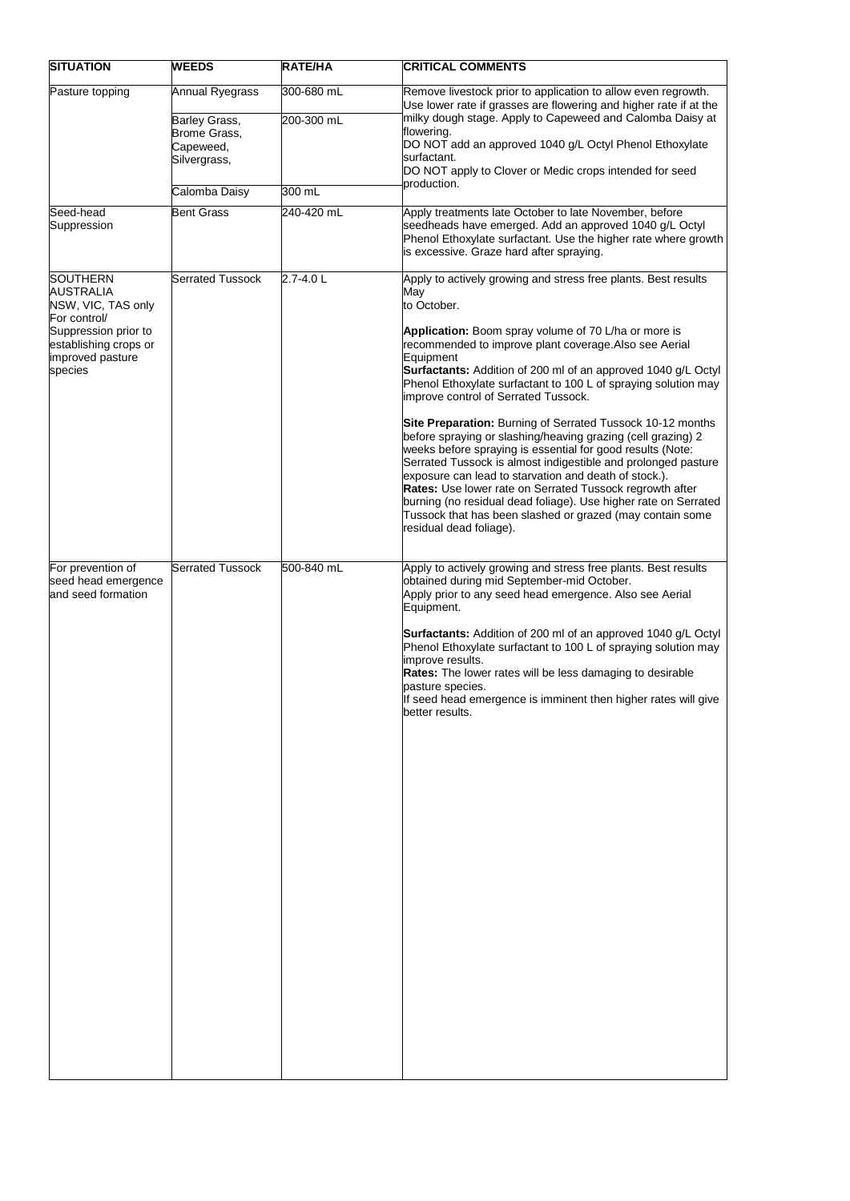| SITUATION | WEEDS | RATE/HA | CRITICAL COMMENTS |
|---|---|---|---|
| Pasture topping | Annual Ryegrass | 300-680 mL | Remove livestock prior to application to allow even regrowth. Use lower rate if grasses are flowering and higher rate if at the milky dough stage. Apply to Capeweed and Calomba Daisy at flowering.<br>DO NOT add an approved 1040 g/L Octyl Phenol Ethoxylate surfactant.<br>DO NOT apply to Clover or Medic crops intended for seed production. |
| | Barley Grass, Brome Grass, Capeweed, Silvergrass, | 200-300 mL | |
| | Calomba Daisy | 300 mL | |
| Seed-head Suppression | Bent Grass | 240-420 mL | Apply treatments late October to late November, before seedheads have emerged. Add an approved 1040 g/L Octyl Phenol Ethoxylate surfactant. Use the higher rate where growth is excessive. Graze hard after spraying. |
| SOUTHERN AUSTRALIA NSW, VIC, TAS only For control/ Suppression prior to establishing crops or improved pasture species | Serrated Tussock | 2.7-4.0 L | Apply to actively growing and stress free plants. Best results May<br>to October.<br><br>**Application:** Boom spray volume of 70 L/ha or more is recommended to improve plant coverage.Also see Aerial Equipment<br>**Surfactants:** Addition of 200 ml of an approved 1040 g/L Octyl Phenol Ethoxylate surfactant to 100 L of spraying solution may improve control of Serrated Tussock.<br><br>**Site Preparation:** Burning of Serrated Tussock 10-12 months before spraying or slashing/heaving grazing (cell grazing) 2 weeks before spraying is essential for good results (Note: Serrated Tussock is almost indigestible and prolonged pasture exposure can lead to starvation and death of stock.).<br>**Rates:** Use lower rate on Serrated Tussock regrowth after burning (no residual dead foliage). Use higher rate on Serrated Tussock that has been slashed or grazed (may contain some residual dead foliage). |
| For prevention of seed head emergence and seed formation | Serrated Tussock | 500-840 mL | Apply to actively growing and stress free plants. Best results obtained during mid September-mid October.<br>Apply prior to any seed head emergence. Also see Aerial Equipment.<br><br>**Surfactants:** Addition of 200 ml of an approved 1040 g/L Octyl Phenol Ethoxylate surfactant to 100 L of spraying solution may improve results.<br>**Rates:** The lower rates will be less damaging to desirable pasture species.<br>If seed head emergence is imminent then higher rates will give better results. |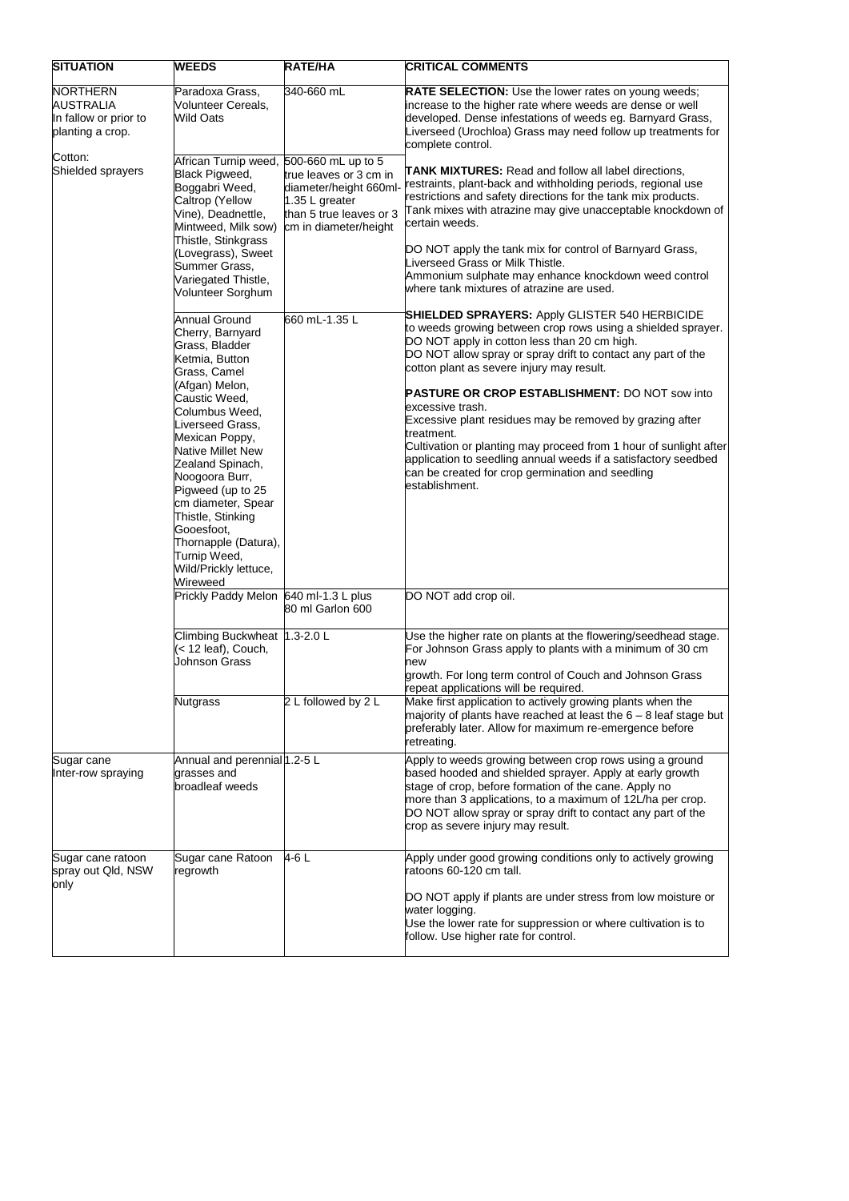| SITUATION | WEEDS | RATE/HA | CRITICAL COMMENTS |
|---|---|---|---|
| NORTHERN AUSTRALIA In fallow or prior to planting a crop.<br><br>Cotton: Shielded sprayers | Paradoxa Grass, Volunteer Cereals, Wild Oats | 340-660 mL | **RATE SELECTION:** Use the lower rates on young weeds; increase to the higher rate where weeds are dense or well developed. Dense infestations of weeds eg. Barnyard Grass, Liverseed (Urochloa) Grass may need follow up treatments for complete control.<br><br>**TANK MIXTURES:** Read and follow all label directions, restraints, plant-back and withholding periods, regional use restrictions and safety directions for the tank mix products. Tank mixes with atrazine may give unacceptable knockdown of certain weeds.<br><br>DO NOT apply the tank mix for control of Barnyard Grass, Liverseed Grass or Milk Thistle.<br>Ammonium sulphate may enhance knockdown weed control where tank mixtures of atrazine are used.<br><br>**SHIELDED SPRAYERS:** Apply GLISTER 540 HERBICIDE to weeds growing between crop rows using a shielded sprayer. DO NOT apply in cotton less than 20 cm high.<br>DO NOT allow spray or spray drift to contact any part of the cotton plant as severe injury may result.<br><br>**PASTURE OR CROP ESTABLISHMENT:** DO NOT sow into excessive trash.<br>Excessive plant residues may be removed by grazing after treatment.<br>Cultivation or planting may proceed from 1 hour of sunlight after application to seedling annual weeds if a satisfactory seedbed can be created for crop germination and seedling establishment. |
| | African Turnip weed, Black Pigweed, Boggabri Weed, Caltrop (Yellow Vine), Deadnettle, Mintweed, Milk sow) Thistle, Stinkgrass (Lovegrass), Sweet Summer Grass, Variegated Thistle, Volunteer Sorghum | 500-660 mL up to 5 true leaves or 3 cm in diameter/height 660ml-1.35 L greater than 5 true leaves or 3 cm in diameter/height | |
| | Annual Ground Cherry, Barnyard Grass, Bladder Ketmia, Button Grass, Camel (Afgan) Melon, Caustic Weed, Columbus Weed, Liverseed Grass, Mexican Poppy, Native Millet New Zealand Spinach, Noogoora Burr, Pigweed (up to 25 cm diameter, Spear Thistle, Stinking Gooesfoot, Thornapple (Datura), Turnip Weed, Wild/Prickly lettuce, Wireweed | 660 mL-1.35 L | |
| | Prickly Paddy Melon | 640 ml-1.3 L plus 80 ml Garlon 600 | DO NOT add crop oil. |
| | Climbing Buckwheat (< 12 leaf), Couch, Johnson Grass | 1.3-2.0 L | Use the higher rate on plants at the flowering/seedhead stage. For Johnson Grass apply to plants with a minimum of 30 cm new growth. For long term control of Couch and Johnson Grass repeat applications will be required. |
| | Nutgrass | 2 L followed by 2 L | Make first application to actively growing plants when the majority of plants have reached at least the 6 – 8 leaf stage but preferably later. Allow for maximum re-emergence before retreating. |
| Sugar cane Inter-row spraying | Annual and perennial grasses and broadleaf weeds | 1.2-5 L | Apply to weeds growing between crop rows using a ground based hooded and shielded sprayer. Apply at early growth stage of crop, before formation of the cane. Apply no more than 3 applications, to a maximum of 12L/ha per crop. DO NOT allow spray or spray drift to contact any part of the crop as severe injury may result. |
| Sugar cane ratoon spray out Qld, NSW only | Sugar cane Ratoon regrowth | 4-6 L | Apply under good growing conditions only to actively growing ratoons 60-120 cm tall.<br><br>DO NOT apply if plants are under stress from low moisture or water logging.<br>Use the lower rate for suppression or where cultivation is to follow. Use higher rate for control. |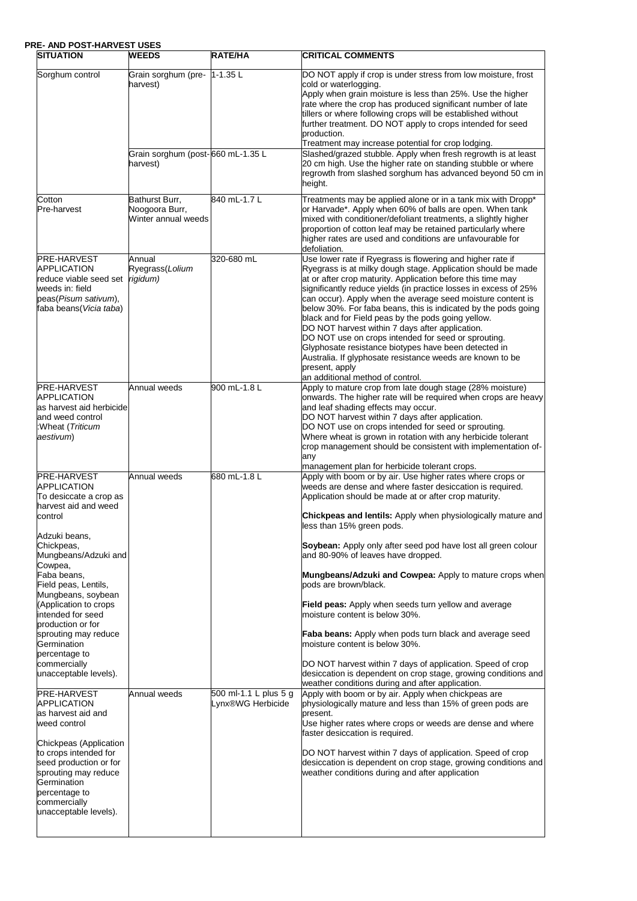**PRE- AND POST-HARVEST USES**

| SITUATION | WEEDS | RATE/HA | CRITICAL COMMENTS |
|---|---|---|---|
| Sorghum control | Grain sorghum (pre-harvest) | 1-1.35 L | DO NOT apply if crop is under stress from low moisture, frost cold or waterlogging.<br>Apply when grain moisture is less than 25%. Use the higher rate where the crop has produced significant number of late tillers or where following crops will be established without further treatment. DO NOT apply to crops intended for seed production.<br>Treatment may increase potential for crop lodging. |
| | Grain sorghum (post-harvest) | 660 mL-1.35 L | Slashed/grazed stubble. Apply when fresh regrowth is at least 20 cm high. Use the higher rate on standing stubble or where regrowth from slashed sorghum has advanced beyond 50 cm in height. |
| Cotton<br>Pre-harvest | Bathurst Burr, Noogoora Burr, Winter annual weeds | 840 mL-1.7 L | Treatments may be applied alone or in a tank mix with Dropp* or Harvade*. Apply when 60% of balls are open. When tank mixed with conditioner/defoliant treatments, a slightly higher proportion of cotton leaf may be retained particularly where higher rates are used and conditions are unfavourable for defoliation. |
| PRE-HARVEST APPLICATION<br>reduce viable seed set weeds in: field peas(*Pisum sativum*), faba beans(*Vicia taba*) | Annual Ryegrass(*Lolium rigidum)* | 320-680 mL | Use lower rate if Ryegrass is flowering and higher rate if Ryegrass is at milky dough stage. Application should be made at or after crop maturity. Application before this time may significantly reduce yields (in practice losses in excess of 25% can occur). Apply when the average seed moisture content is below 30%. For faba beans, this is indicated by the pods going black and for Field peas by the pods going yellow.<br>DO NOT harvest within 7 days after application.<br>DO NOT use on crops intended for seed or sprouting.<br>Glyphosate resistance biotypes have been detected in Australia. If glyphosate resistance weeds are known to be present, apply<br>an additional method of control. |
| PRE-HARVEST APPLICATION<br>as harvest aid herbicide and weed control<br>:Wheat (*Triticum aestivum*) | Annual weeds | 900 mL-1.8 L | Apply to mature crop from late dough stage (28% moisture) onwards. The higher rate will be required when crops are heavy and leaf shading effects may occur.<br>DO NOT harvest within 7 days after application.<br>DO NOT use on crops intended for seed or sprouting.<br>Where wheat is grown in rotation with any herbicide tolerant crop management should be consistent with implementation of-any<br>management plan for herbicide tolerant crops. |
| PRE-HARVEST APPLICATION<br>To desiccate a crop as harvest aid and weed control<br><br>Adzuki beans, Chickpeas, Mungbeans/Adzuki and Cowpea, Faba beans, Field peas, Lentils, Mungbeans, soybean (Application to crops intended for seed production or for sprouting may reduce Germination percentage to commercially unacceptable levels). | Annual weeds | 680 mL-1.8 L | Apply with boom or by air. Use higher rates where crops or weeds are dense and where faster desiccation is required. Application should be made at or after crop maturity.<br><br>**Chickpeas and lentils:** Apply when physiologically mature and less than 15% green pods.<br><br>**Soybean:** Apply only after seed pod have lost all green colour and 80-90% of leaves have dropped.<br><br>**Mungbeans/Adzuki and Cowpea:** Apply to mature crops when pods are brown/black.<br><br>**Field peas:** Apply when seeds turn yellow and average moisture content is below 30%.<br><br>**Faba beans:** Apply when pods turn black and average seed moisture content is below 30%.<br><br>DO NOT harvest within 7 days of application. Speed of crop desiccation is dependent on crop stage, growing conditions and weather conditions during and after application. |
| PRE-HARVEST APPLICATION<br>as harvest aid and weed control<br><br>Chickpeas (Application to crops intended for seed production or for sprouting may reduce Germination percentage to commercially unacceptable levels). | Annual weeds | 500 ml-1.1 L plus 5 g Lynx®WG Herbicide | Apply with boom or by air. Apply when chickpeas are physiologically mature and less than 15% of green pods are present.<br>Use higher rates where crops or weeds are dense and where faster desiccation is required.<br><br>DO NOT harvest within 7 days of application. Speed of crop desiccation is dependent on crop stage, growing conditions and weather conditions during and after application |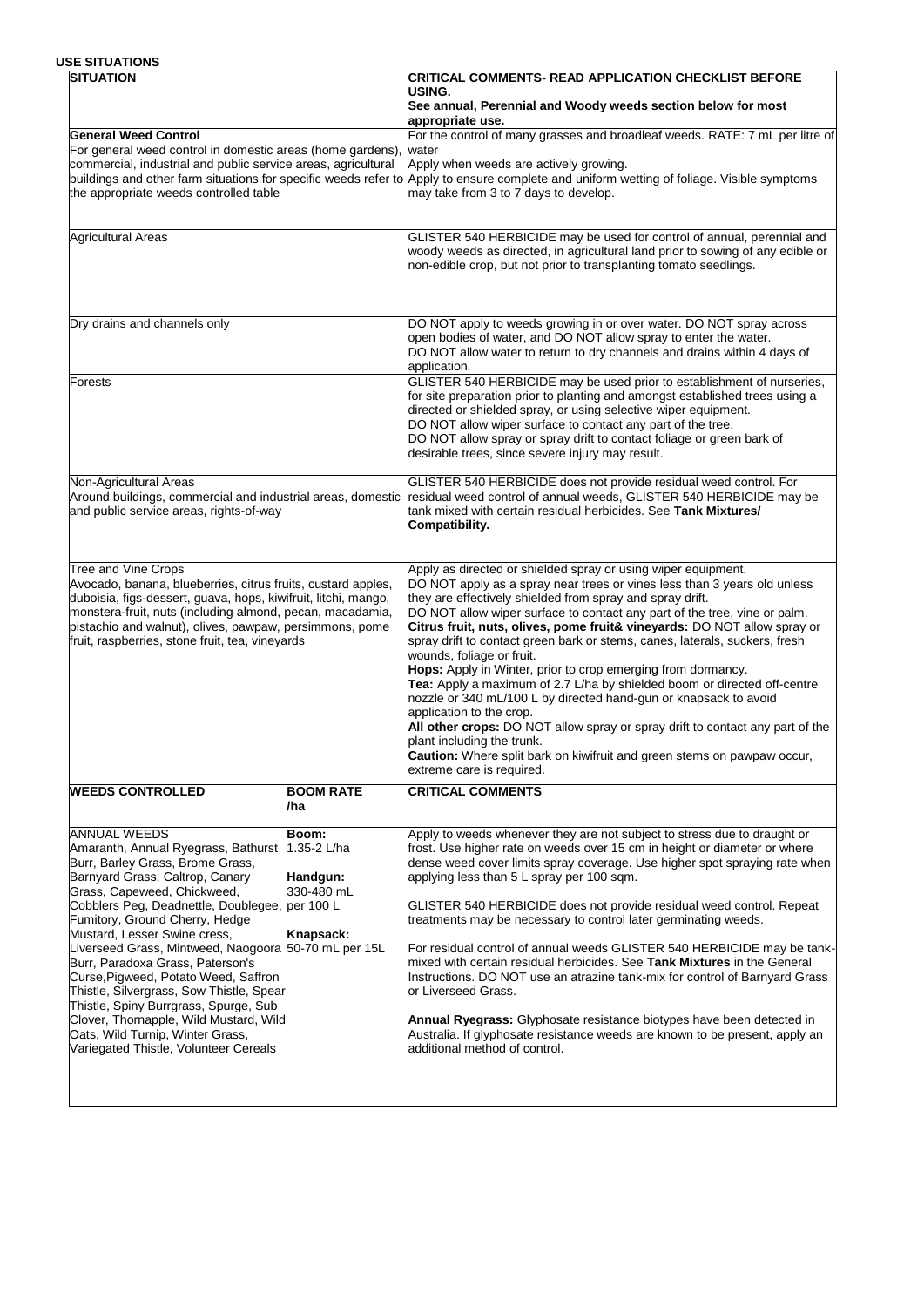**USE SITUATIONS**

| SITUATION | CRITICAL COMMENTS- READ APPLICATION CHECKLIST BEFORE USING. See annual, Perennial and Woody weeds section below for most appropriate use. |
|---|---|
| **General Weed Control**<br>For general weed control in domestic areas (home gardens), commercial, industrial and public service areas, agricultural buildings and other farm situations for specific weeds refer to the appropriate weeds controlled table | For the control of many grasses and broadleaf weeds. RATE: 7 mL per litre of water<br>Apply when weeds are actively growing.<br>Apply to ensure complete and uniform wetting of foliage. Visible symptoms may take from 3 to 7 days to develop. |
| Agricultural Areas | GLISTER 540 HERBICIDE may be used for control of annual, perennial and woody weeds as directed, in agricultural land prior to sowing of any edible or non-edible crop, but not prior to transplanting tomato seedlings. |
| Dry drains and channels only | DO NOT apply to weeds growing in or over water. DO NOT spray across open bodies of water, and DO NOT allow spray to enter the water.<br>DO NOT allow water to return to dry channels and drains within 4 days of application. |
| Forests | GLISTER 540 HERBICIDE may be used prior to establishment of nurseries, for site preparation prior to planting and amongst established trees using a directed or shielded spray, or using selective wiper equipment.<br>DO NOT allow wiper surface to contact any part of the tree.<br>DO NOT allow spray or spray drift to contact foliage or green bark of desirable trees, since severe injury may result. |
| Non-Agricultural Areas<br>Around buildings, commercial and industrial areas, domestic and public service areas, rights-of-way | GLISTER 540 HERBICIDE does not provide residual weed control. For residual weed control of annual weeds, GLISTER 540 HERBICIDE may be tank mixed with certain residual herbicides. See **Tank Mixtures/ Compatibility.** |
| Tree and Vine Crops<br>Avocado, banana, blueberries, citrus fruits, custard apples, duboisia, figs-dessert, guava, hops, kiwifruit, litchi, mango, monstera-fruit, nuts (including almond, pecan, macadamia, pistachio and walnut), olives, pawpaw, persimmons, pome fruit, raspberries, stone fruit, tea, vineyards | Apply as directed or shielded spray or using wiper equipment.<br>DO NOT apply as a spray near trees or vines less than 3 years old unless they are effectively shielded from spray and spray drift.<br>DO NOT allow wiper surface to contact any part of the tree, vine or palm.<br>**Citrus fruit, nuts, olives, pome fruit& vineyards:** DO NOT allow spray or spray drift to contact green bark or stems, canes, laterals, suckers, fresh wounds, foliage or fruit.<br>**Hops:** Apply in Winter, prior to crop emerging from dormancy.<br>**Tea:** Apply a maximum of 2.7 L/ha by shielded boom or directed off-centre nozzle or 340 mL/100 L by directed hand-gun or knapsack to avoid application to the crop.<br>**All other crops:** DO NOT allow spray or spray drift to contact any part of the plant including the trunk.<br>**Caution:** Where split bark on kiwifruit and green stems on pawpaw occur, extreme care is required. |

| WEEDS CONTROLLED | BOOM RATE /ha | CRITICAL COMMENTS |
|---|---|---|
| ANNUAL WEEDS<br>Amaranth, Annual Ryegrass, Bathurst Burr, Barley Grass, Brome Grass, Barnyard Grass, Caltrop, Canary Grass, Capeweed, Chickweed, Cobblers Peg, Deadnettle, Doublegee, Fumitory, Ground Cherry, Hedge Mustard, Lesser Swine cress, Liverseed Grass, Mintweed, Naogoora Burr, Paradoxa Grass, Paterson's Curse,Pigweed, Potato Weed, Saffron Thistle, Silvergrass, Sow Thistle, Spear Thistle, Spiny Burrgrass, Spurge, Sub Clover, Thornapple, Wild Mustard, Wild Oats, Wild Turnip, Winter Grass, Variegated Thistle, Volunteer Cereals | **Boom:**<br>1.35-2 L/ha<br><br>**Handgun:**<br>330-480 mL per 100 L<br><br>**Knapsack:**<br>50-70 mL per 15L | Apply to weeds whenever they are not subject to stress due to draught or frost. Use higher rate on weeds over 15 cm in height or diameter or where dense weed cover limits spray coverage. Use higher spot spraying rate when applying less than 5 L spray per 100 sqm.<br><br>GLISTER 540 HERBICIDE does not provide residual weed control. Repeat treatments may be necessary to control later germinating weeds.<br><br>For residual control of annual weeds GLISTER 540 HERBICIDE may be tank-mixed with certain residual herbicides. See **Tank Mixtures** in the General Instructions. DO NOT use an atrazine tank-mix for control of Barnyard Grass or Liverseed Grass.<br><br>**Annual Ryegrass:** Glyphosate resistance biotypes have been detected in Australia. If glyphosate resistance weeds are known to be present, apply an additional method of control. |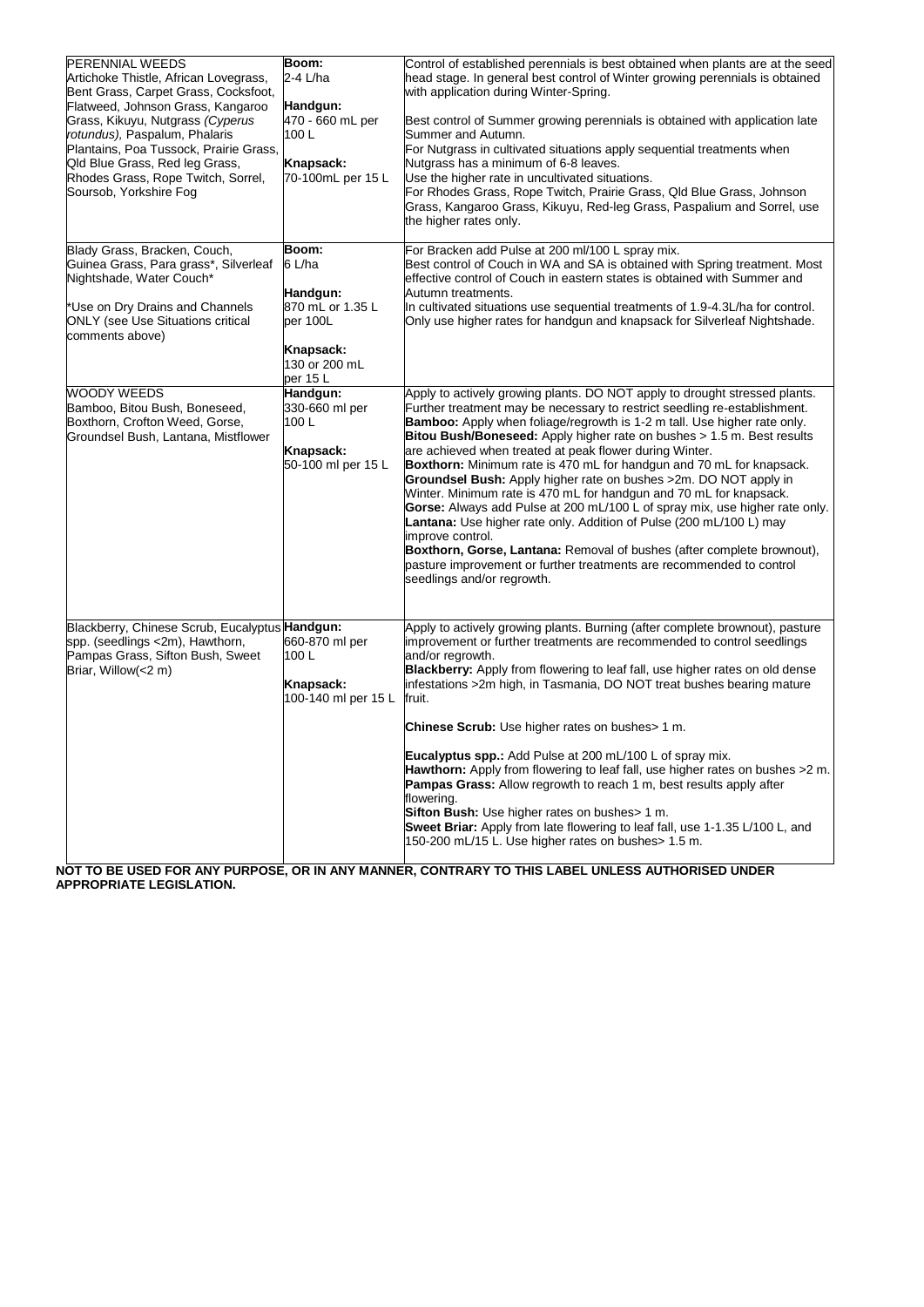| | | |
|---|---|---|
| PERENNIAL WEEDS<br>Artichoke Thistle, African Lovegrass, Bent Grass, Carpet Grass, Cocksfoot, Flatweed, Johnson Grass, Kangaroo Grass, Kikuyu, Nutgrass *(Cyperus rotundus)*, Paspalum, Phalaris Plantains, Poa Tussock, Prairie Grass, Qld Blue Grass, Red leg Grass, Rhodes Grass, Rope Twitch, Sorrel, Soursob, Yorkshire Fog | **Boom:**<br>2-4 L/ha<br><br>**Handgun:**<br>470 - 660 mL per 100 L<br><br>**Knapsack:**<br>70-100mL per 15 L | Control of established perennials is best obtained when plants are at the seed head stage. In general best control of Winter growing perennials is obtained with application during Winter-Spring.<br><br>Best control of Summer growing perennials is obtained with application late Summer and Autumn.<br>For Nutgrass in cultivated situations apply sequential treatments when Nutgrass has a minimum of 6-8 leaves.<br>Use the higher rate in uncultivated situations.<br>For Rhodes Grass, Rope Twitch, Prairie Grass, Qld Blue Grass, Johnson Grass, Kangaroo Grass, Kikuyu, Red-leg Grass, Paspalium and Sorrel, use the higher rates only. |
| Blady Grass, Bracken, Couch, Guinea Grass, Para grass*, Silverleaf Nightshade, Water Couch*<br><br>*Use on Dry Drains and Channels ONLY (see Use Situations critical comments above) | **Boom:**<br>6 L/ha<br><br>**Handgun:**<br>870 mL or 1.35 L per 100L<br><br>**Knapsack:**<br>130 or 200 mL per 15 L | For Bracken add Pulse at 200 ml/100 L spray mix.<br>Best control of Couch in WA and SA is obtained with Spring treatment. Most effective control of Couch in eastern states is obtained with Summer and Autumn treatments.<br>In cultivated situations use sequential treatments of 1.9-4.3L/ha for control.<br>Only use higher rates for handgun and knapsack for Silverleaf Nightshade. |
| WOODY WEEDS<br>Bamboo, Bitou Bush, Boneseed, Boxthorn, Crofton Weed, Gorse, Groundsel Bush, Lantana, Mistflower | **Handgun:**<br>330-660 ml per 100 L<br><br>**Knapsack:**<br>50-100 ml per 15 L | Apply to actively growing plants. DO NOT apply to drought stressed plants. Further treatment may be necessary to restrict seedling re-establishment.<br>**Bamboo:** Apply when foliage/regrowth is 1-2 m tall. Use higher rate only.<br>**Bitou Bush/Boneseed:** Apply higher rate on bushes > 1.5 m. Best results are achieved when treated at peak flower during Winter.<br>**Boxthorn:** Minimum rate is 470 mL for handgun and 70 mL for knapsack.<br>**Groundsel Bush:** Apply higher rate on bushes >2m. DO NOT apply in Winter. Minimum rate is 470 mL for handgun and 70 mL for knapsack.<br>**Gorse:** Always add Pulse at 200 mL/100 L of spray mix, use higher rate only.<br>**Lantana:** Use higher rate only. Addition of Pulse (200 mL/100 L) may improve control.<br>**Boxthorn, Gorse, Lantana:** Removal of bushes (after complete brownout), pasture improvement or further treatments are recommended to control seedlings and/or regrowth. |
| Blackberry, Chinese Scrub, Eucalyptus spp. (seedlings <2m), Hawthorn, Pampas Grass, Sifton Bush, Sweet Briar, Willow(<2 m) | **Handgun:**<br>660-870 ml per 100 L<br><br>**Knapsack:**<br>100-140 ml per 15 L | Apply to actively growing plants. Burning (after complete brownout), pasture improvement or further treatments are recommended to control seedlings and/or regrowth.<br>**Blackberry:** Apply from flowering to leaf fall, use higher rates on old dense infestations >2m high, in Tasmania, DO NOT treat bushes bearing mature fruit.<br><br>**Chinese Scrub:** Use higher rates on bushes> 1 m.<br><br>**Eucalyptus spp.:** Add Pulse at 200 mL/100 L of spray mix.<br>**Hawthorn:** Apply from flowering to leaf fall, use higher rates on bushes >2 m.<br>**Pampas Grass:** Allow regrowth to reach 1 m, best results apply after flowering.<br>**Sifton Bush:** Use higher rates on bushes> 1 m.<br>**Sweet Briar:** Apply from late flowering to leaf fall, use 1-1.35 L/100 L, and 150-200 mL/15 L. Use higher rates on bushes> 1.5 m. |

**NOT TO BE USED FOR ANY PURPOSE, OR IN ANY MANNER, CONTRARY TO THIS LABEL UNLESS AUTHORISED UNDER APPROPRIATE LEGISLATION.**